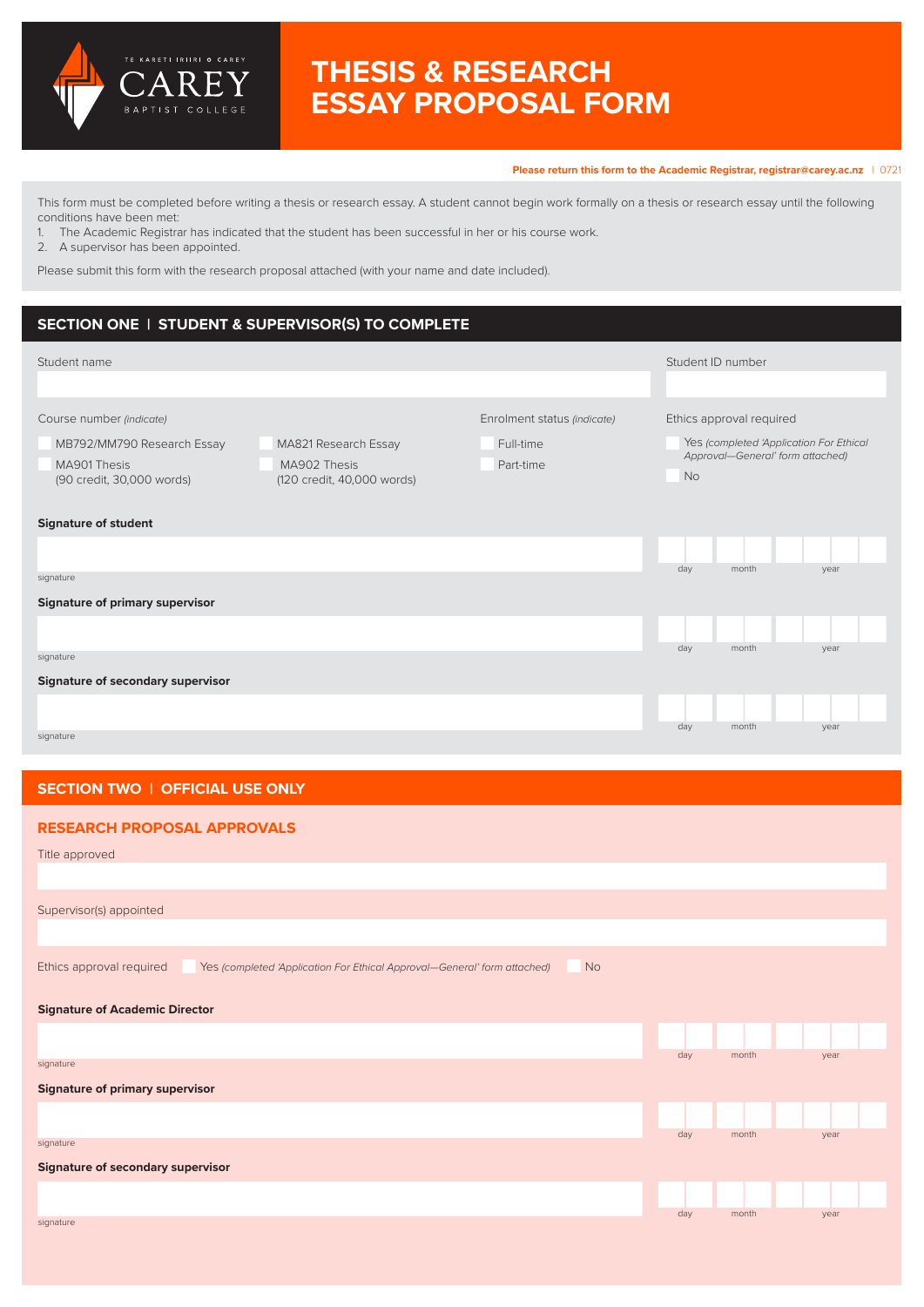TE KARETI IRIIRI O CAREY

CAREY

BAPTIST COLLEGE

# THESIS & RESEARCH ESSAY PROPOSAL FORM

**Please return this form to the Academic Registrar, registrar@carey.ac.nz** | 0721

This form must be completed before writing a thesis or research essay. A student cannot begin work formally on a thesis or research essay until the following conditions have been met:

1. The Academic Registrar has indicated that the student has been successful in her or his course work.
2. A supervisor has been appointed.

Please submit this form with the research proposal attached (with your name and date included).

## SECTION ONE | STUDENT & SUPERVISOR(S) TO COMPLETE

Student name

Student ID number

Course number *(indicate)*

- ☐ MB792/MM790 Research Essay
- ☐ MA821 Research Essay
- ☐ MA901 Thesis (90 credit, 30,000 words)
- ☐ MA902 Thesis (120 credit, 40,000 words)

Enrolment status *(indicate)*

- ☐ Full-time
- ☐ Part-time

Ethics approval required

- ☐ Yes *(completed 'Application For Ethical Approval—General' form attached)*
- ☐ No

**Signature of student**

signature | day | month | year

**Signature of primary supervisor**

signature | day | month | year

**Signature of secondary supervisor**

signature | day | month | year

## SECTION TWO | OFFICIAL USE ONLY

### RESEARCH PROPOSAL APPROVALS

Title approved

Supervisor(s) appointed

Ethics approval required ☐ Yes *(completed 'Application For Ethical Approval—General' form attached)* ☐ No

**Signature of Academic Director**

signature | day | month | year

**Signature of primary supervisor**

signature | day | month | year

**Signature of secondary supervisor**

signature | day | month | year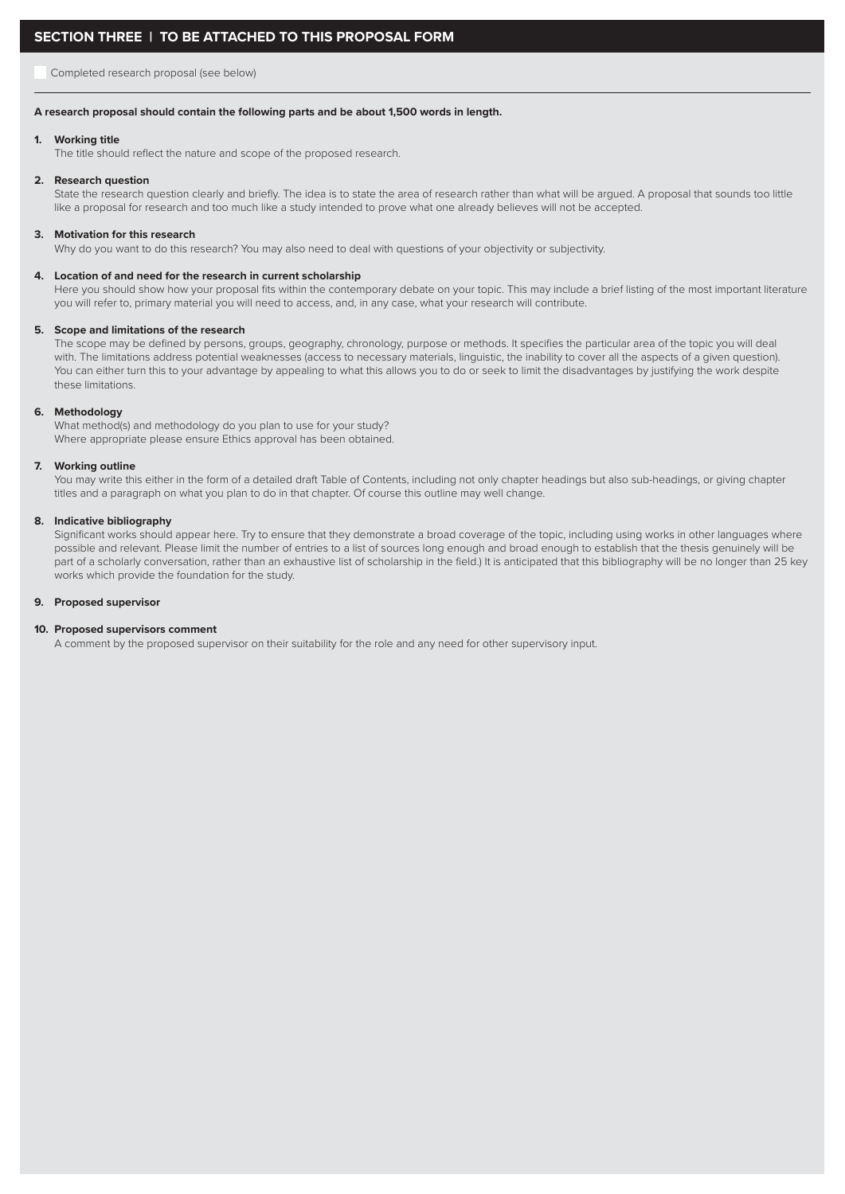## SECTION THREE | TO BE ATTACHED TO THIS PROPOSAL FORM

☐ Completed research proposal (see below)

---

**A research proposal should contain the following parts and be about 1,500 words in length.**

1. **Working title**
   The title should reflect the nature and scope of the proposed research.

2. **Research question**
   State the research question clearly and briefly. The idea is to state the area of research rather than what will be argued. A proposal that sounds too little like a proposal for research and too much like a study intended to prove what one already believes will not be accepted.

3. **Motivation for this research**
   Why do you want to do this research? You may also need to deal with questions of your objectivity or subjectivity.

4. **Location of and need for the research in current scholarship**
   Here you should show how your proposal fits within the contemporary debate on your topic. This may include a brief listing of the most important literature you will refer to, primary material you will need to access, and, in any case, what your research will contribute.

5. **Scope and limitations of the research**
   The scope may be defined by persons, groups, geography, chronology, purpose or methods. It specifies the particular area of the topic you will deal with. The limitations address potential weaknesses (access to necessary materials, linguistic, the inability to cover all the aspects of a given question). You can either turn this to your advantage by appealing to what this allows you to do or seek to limit the disadvantages by justifying the work despite these limitations.

6. **Methodology**
   What method(s) and methodology do you plan to use for your study?
   Where appropriate please ensure Ethics approval has been obtained.

7. **Working outline**
   You may write this either in the form of a detailed draft Table of Contents, including not only chapter headings but also sub-headings, or giving chapter titles and a paragraph on what you plan to do in that chapter. Of course this outline may well change.

8. **Indicative bibliography**
   Significant works should appear here. Try to ensure that they demonstrate a broad coverage of the topic, including using works in other languages where possible and relevant. Please limit the number of entries to a list of sources long enough and broad enough to establish that the thesis genuinely will be part of a scholarly conversation, rather than an exhaustive list of scholarship in the field.) It is anticipated that this bibliography will be no longer than 25 key works which provide the foundation for the study.

9. **Proposed supervisor**

10. **Proposed supervisors comment**
    A comment by the proposed supervisor on their suitability for the role and any need for other supervisory input.